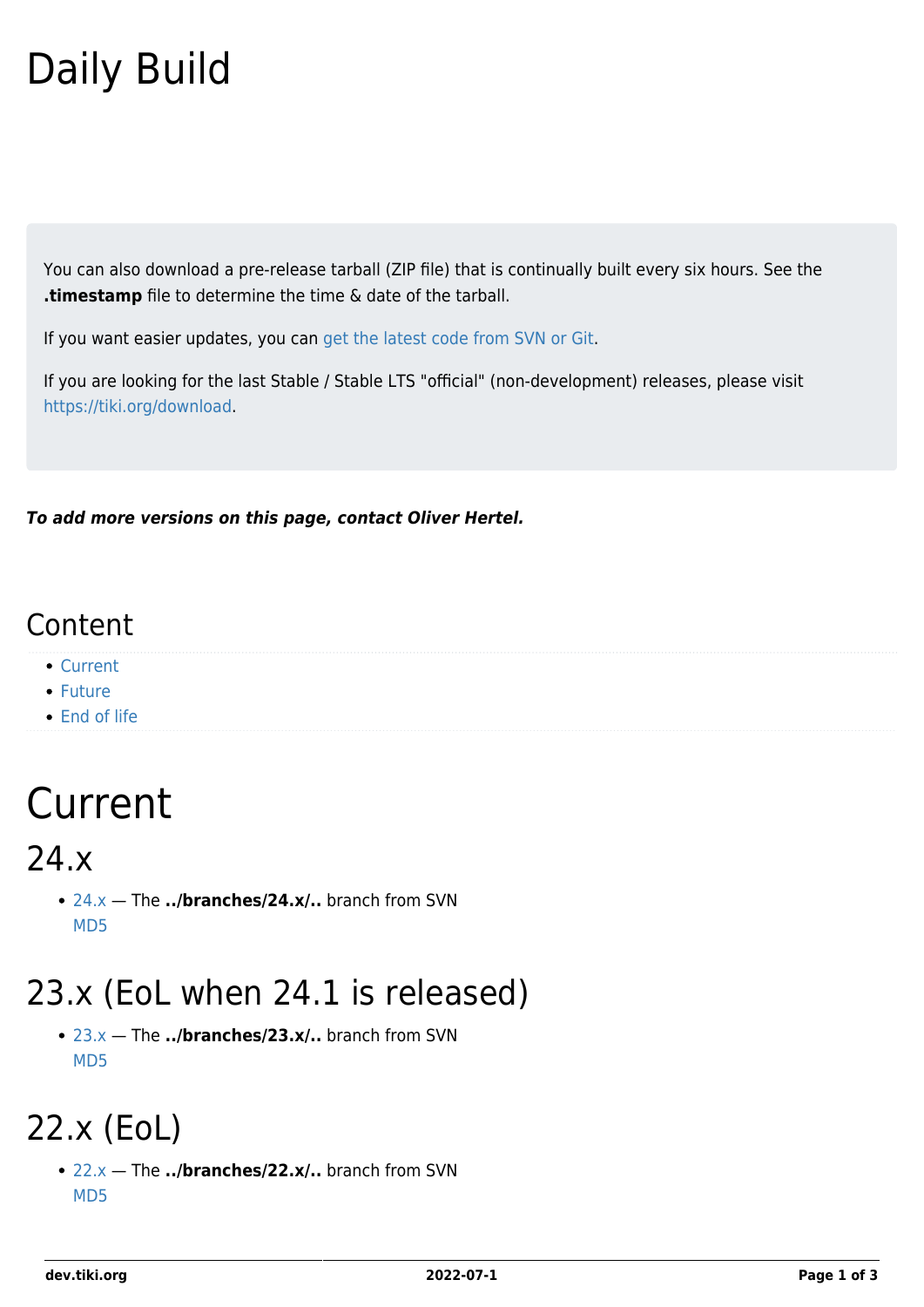# Daily Build

You can also download a pre-release tarball (ZIP file) that is continually built every six hours. See the **.timestamp** file to determine the time & date of the tarball.

If you want easier updates, you can get the latest code from SVN or Git.

If you are looking for the last Stable / Stable LTS "official" (non-development) releases, please visit https://tiki.org/download.

***To add more versions on this page, contact Oliver Hertel.***

## Content

- Current
- Future
- End of life

# Current

## 24.x

- 24.x — The **../branches/24.x/..** branch from SVN
  MD5

## 23.x (EoL when 24.1 is released)

- 23.x — The **../branches/23.x/..** branch from SVN
  MD5

## 22.x (EoL)

- 22.x — The **../branches/22.x/..** branch from SVN
  MD5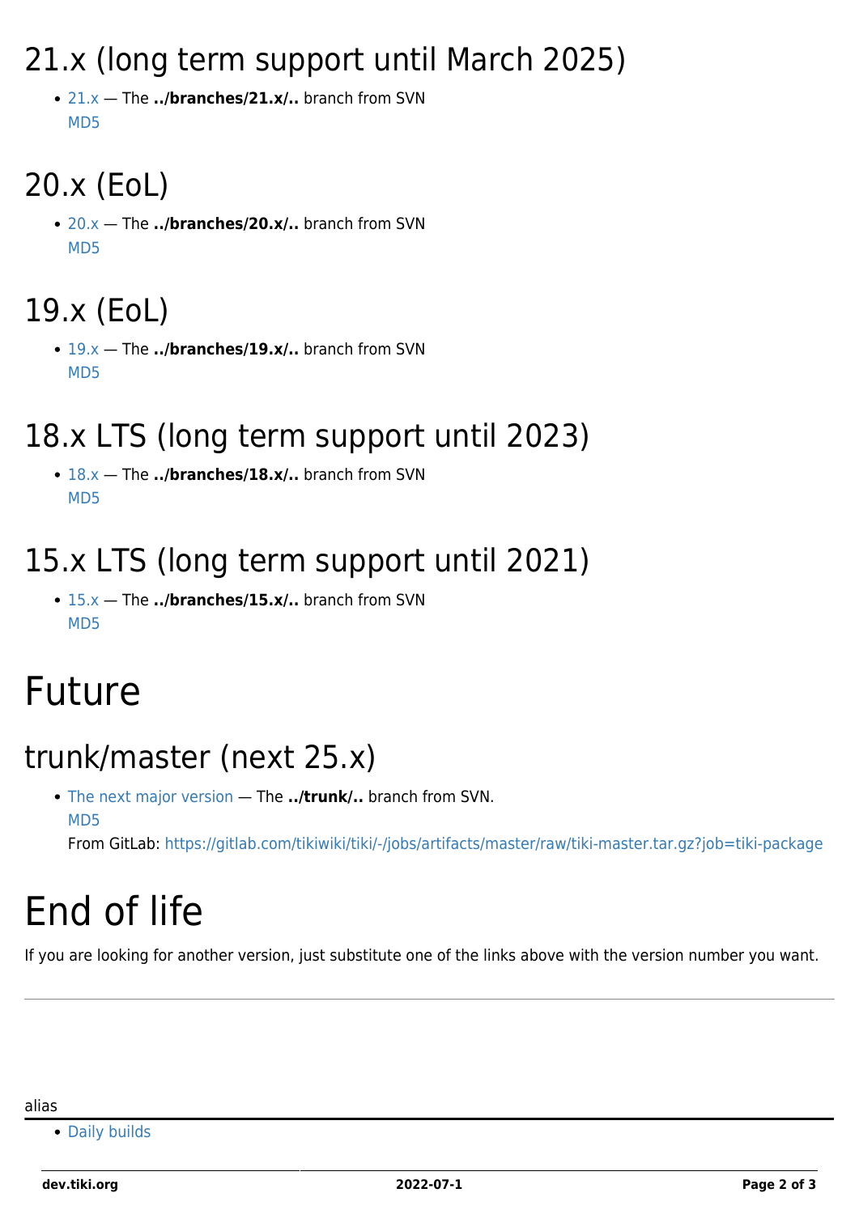## 21.x (long term support until March 2025)

- 21.x — The **../branches/21.x/..** branch from SVN
  MD5

## 20.x (EoL)

- 20.x — The **../branches/20.x/..** branch from SVN
  MD5

## 19.x (EoL)

- 19.x — The **../branches/19.x/..** branch from SVN
  MD5

## 18.x LTS (long term support until 2023)

- 18.x — The **../branches/18.x/..** branch from SVN
  MD5

## 15.x LTS (long term support until 2021)

- 15.x — The **../branches/15.x/..** branch from SVN
  MD5

# Future

## trunk/master (next 25.x)

- The next major version — The **../trunk/..** branch from SVN.
  MD5
  From GitLab: https://gitlab.com/tikiwiki/tiki/-/jobs/artifacts/master/raw/tiki-master.tar.gz?job=tiki-package

# End of life

If you are looking for another version, just substitute one of the links above with the version number you want.

---

alias

- Daily builds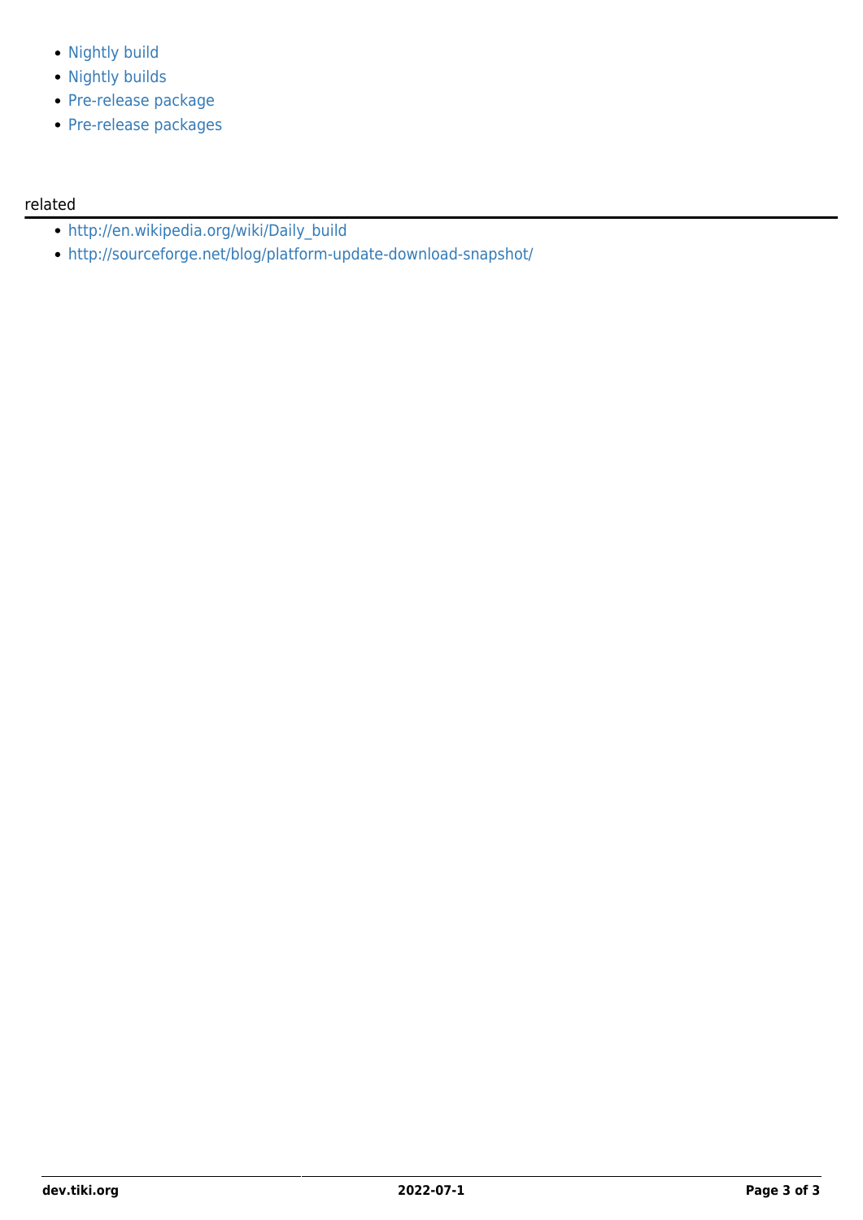- Nightly build
- Nightly builds
- Pre-release package
- Pre-release packages

## related

- http://en.wikipedia.org/wiki/Daily_build
- http://sourceforge.net/blog/platform-update-download-snapshot/